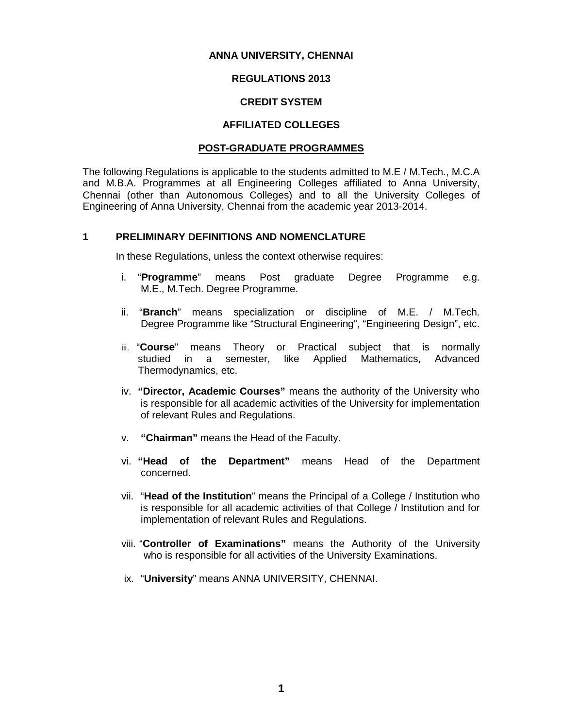**ANNA UNIVERSITY, CHENNAI**

**REGULATIONS 2013**

**CREDIT SYSTEM**

**AFFILIATED COLLEGES**

**POST-GRADUATE PROGRAMMES**

The following Regulations is applicable to the students admitted to M.E / M.Tech., M.C.A and M.B.A. Programmes at all Engineering Colleges affiliated to Anna University, Chennai (other than Autonomous Colleges) and to all the University Colleges of Engineering of Anna University, Chennai from the academic year 2013-2014.

## 1 PRELIMINARY DEFINITIONS AND NOMENCLATURE

In these Regulations, unless the context otherwise requires:

i. "**Programme**" means Post graduate Degree Programme e.g. M.E., M.Tech. Degree Programme.

ii. "**Branch**" means specialization or discipline of M.E. / M.Tech. Degree Programme like "Structural Engineering", "Engineering Design", etc.

iii. "**Course**" means Theory or Practical subject that is normally studied in a semester, like Applied Mathematics, Advanced Thermodynamics, etc.

iv. **"Director, Academic Courses"** means the authority of the University who is responsible for all academic activities of the University for implementation of relevant Rules and Regulations.

v. **"Chairman"** means the Head of the Faculty.

vi. **"Head of the Department"** means Head of the Department concerned.

vii. "**Head of the Institution**" means the Principal of a College / Institution who is responsible for all academic activities of that College / Institution and for implementation of relevant Rules and Regulations.

viii. "**Controller of Examinations"** means the Authority of the University who is responsible for all activities of the University Examinations.

ix. "**University**" means ANNA UNIVERSITY, CHENNAI.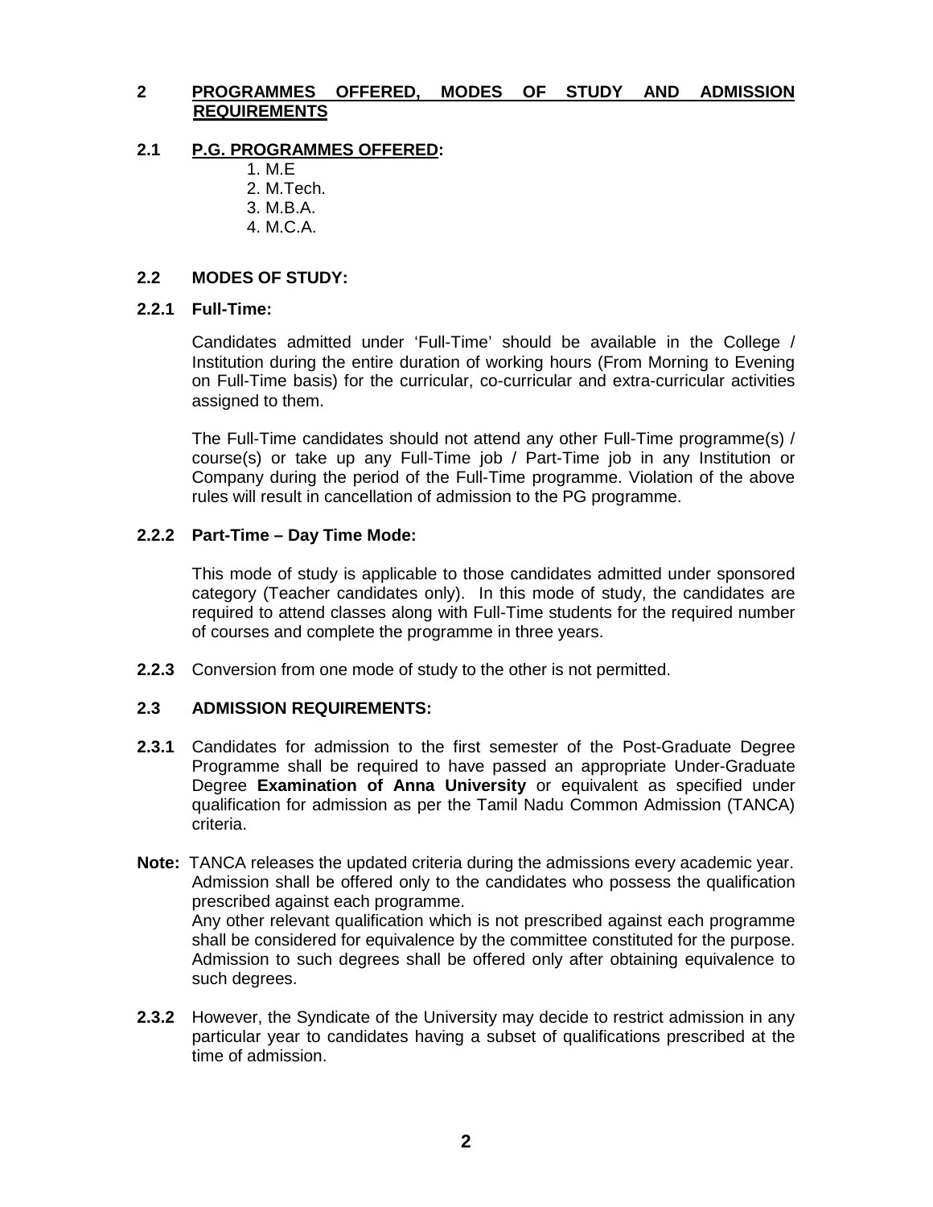## 2 PROGRAMMES OFFERED, MODES OF STUDY AND ADMISSION REQUIREMENTS

### 2.1 P.G. PROGRAMMES OFFERED:

1. M.E
2. M.Tech.
3. M.B.A.
4. M.C.A.

### 2.2 MODES OF STUDY:

#### 2.2.1 Full-Time:

Candidates admitted under 'Full-Time' should be available in the College / Institution during the entire duration of working hours (From Morning to Evening on Full-Time basis) for the curricular, co-curricular and extra-curricular activities assigned to them.

The Full-Time candidates should not attend any other Full-Time programme(s) / course(s) or take up any Full-Time job / Part-Time job in any Institution or Company during the period of the Full-Time programme. Violation of the above rules will result in cancellation of admission to the PG programme.

#### 2.2.2 Part-Time – Day Time Mode:

This mode of study is applicable to those candidates admitted under sponsored category (Teacher candidates only). In this mode of study, the candidates are required to attend classes along with Full-Time students for the required number of courses and complete the programme in three years.

**2.2.3** Conversion from one mode of study to the other is not permitted.

### 2.3 ADMISSION REQUIREMENTS:

**2.3.1** Candidates for admission to the first semester of the Post-Graduate Degree Programme shall be required to have passed an appropriate Under-Graduate Degree **Examination of Anna University** or equivalent as specified under qualification for admission as per the Tamil Nadu Common Admission (TANCA) criteria.

**Note:** TANCA releases the updated criteria during the admissions every academic year. Admission shall be offered only to the candidates who possess the qualification prescribed against each programme.
Any other relevant qualification which is not prescribed against each programme shall be considered for equivalence by the committee constituted for the purpose. Admission to such degrees shall be offered only after obtaining equivalence to such degrees.

**2.3.2** However, the Syndicate of the University may decide to restrict admission in any particular year to candidates having a subset of qualifications prescribed at the time of admission.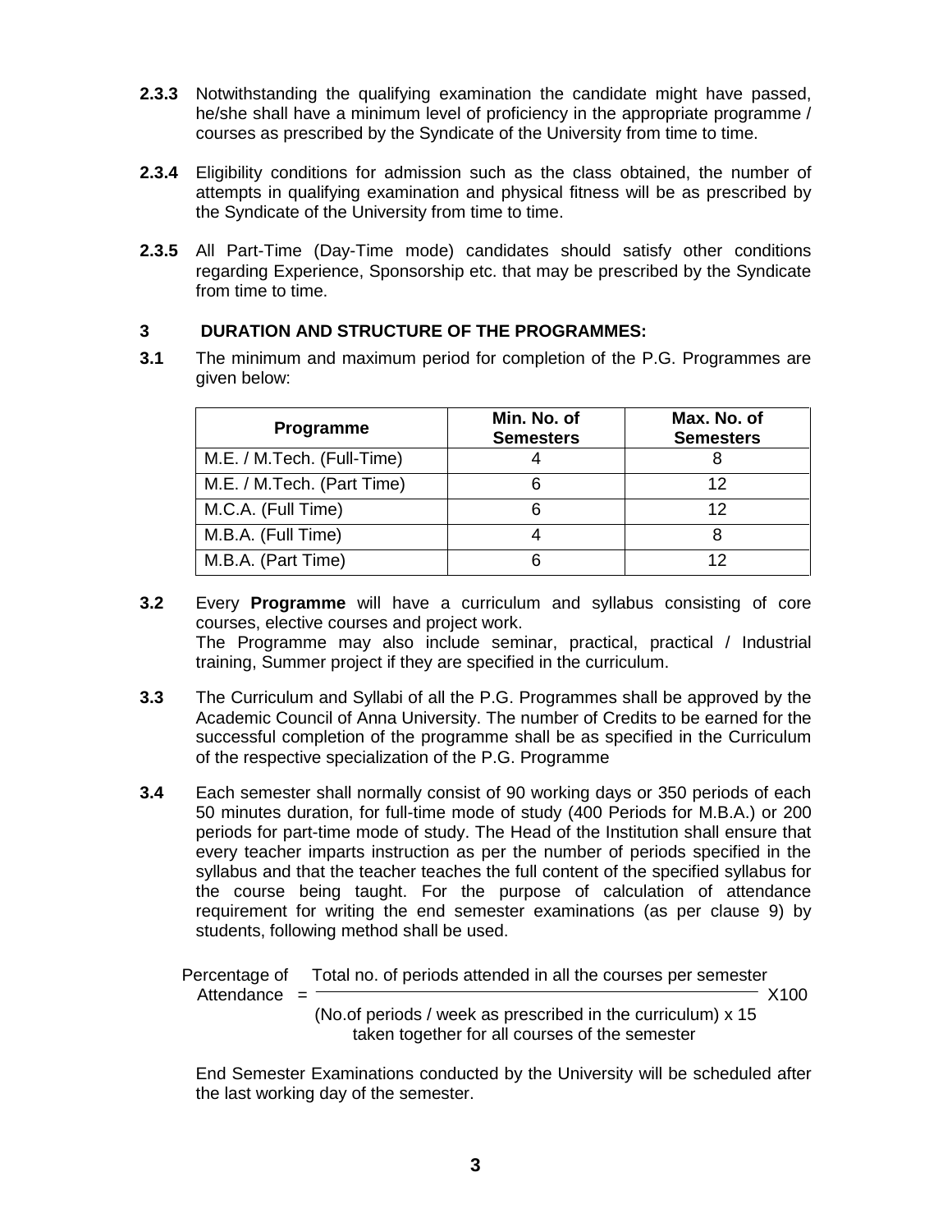**2.3.3** Notwithstanding the qualifying examination the candidate might have passed, he/she shall have a minimum level of proficiency in the appropriate programme / courses as prescribed by the Syndicate of the University from time to time.

**2.3.4** Eligibility conditions for admission such as the class obtained, the number of attempts in qualifying examination and physical fitness will be as prescribed by the Syndicate of the University from time to time.

**2.3.5** All Part-Time (Day-Time mode) candidates should satisfy other conditions regarding Experience, Sponsorship etc. that may be prescribed by the Syndicate from time to time.

## 3 DURATION AND STRUCTURE OF THE PROGRAMMES:

**3.1** The minimum and maximum period for completion of the P.G. Programmes are given below:

| Programme | Min. No. of Semesters | Max. No. of Semesters |
|---|---|---|
| M.E. / M.Tech. (Full-Time) | 4 | 8 |
| M.E. / M.Tech. (Part Time) | 6 | 12 |
| M.C.A. (Full Time) | 6 | 12 |
| M.B.A. (Full Time) | 4 | 8 |
| M.B.A. (Part Time) | 6 | 12 |

**3.2** Every **Programme** will have a curriculum and syllabus consisting of core courses, elective courses and project work.
The Programme may also include seminar, practical, practical / Industrial training, Summer project if they are specified in the curriculum.

**3.3** The Curriculum and Syllabi of all the P.G. Programmes shall be approved by the Academic Council of Anna University. The number of Credits to be earned for the successful completion of the programme shall be as specified in the Curriculum of the respective specialization of the P.G. Programme

**3.4** Each semester shall normally consist of 90 working days or 350 periods of each 50 minutes duration, for full-time mode of study (400 Periods for M.B.A.) or 200 periods for part-time mode of study. The Head of the Institution shall ensure that every teacher imparts instruction as per the number of periods specified in the syllabus and that the teacher teaches the full content of the specified syllabus for the course being taught. For the purpose of calculation of attendance requirement for writing the end semester examinations (as per clause 9) by students, following method shall be used.

$$\text{Percentage of Attendance} = \frac{\text{Total no. of periods attended in all the courses per semester}}{\text{(No.of periods / week as prescribed in the curriculum) x 15 taken together for all courses of the semester}} \times 100$$

End Semester Examinations conducted by the University will be scheduled after the last working day of the semester.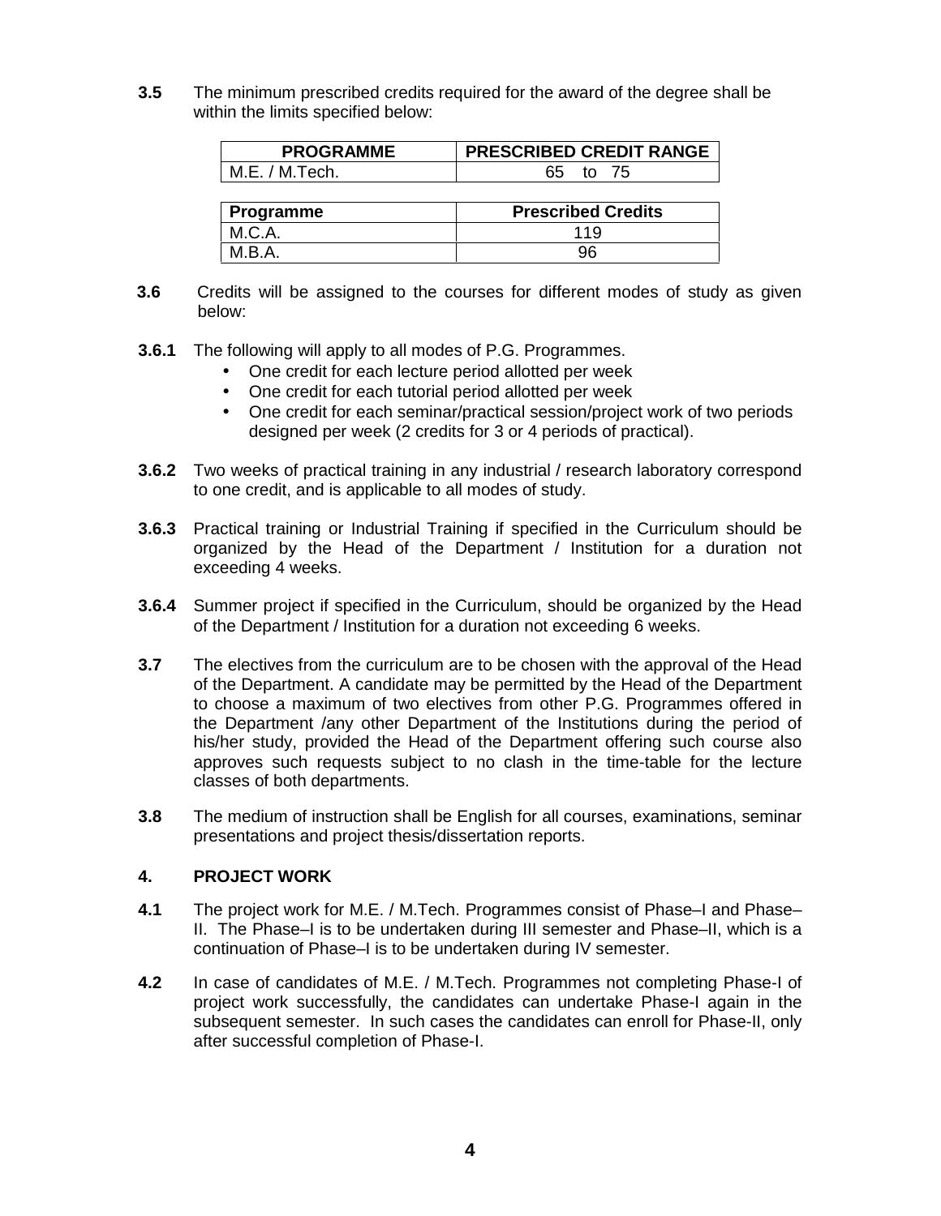**3.5** The minimum prescribed credits required for the award of the degree shall be within the limits specified below:

| PROGRAMME | PRESCRIBED CREDIT RANGE |
|---|---|
| M.E. / M.Tech. | 65 to 75 |

| Programme | Prescribed Credits |
|---|---|
| M.C.A. | 119 |
| M.B.A. | 96 |

**3.6** Credits will be assigned to the courses for different modes of study as given below:

**3.6.1** The following will apply to all modes of P.G. Programmes.

- One credit for each lecture period allotted per week
- One credit for each tutorial period allotted per week
- One credit for each seminar/practical session/project work of two periods designed per week (2 credits for 3 or 4 periods of practical).

**3.6.2** Two weeks of practical training in any industrial / research laboratory correspond to one credit, and is applicable to all modes of study.

**3.6.3** Practical training or Industrial Training if specified in the Curriculum should be organized by the Head of the Department / Institution for a duration not exceeding 4 weeks.

**3.6.4** Summer project if specified in the Curriculum, should be organized by the Head of the Department / Institution for a duration not exceeding 6 weeks.

**3.7** The electives from the curriculum are to be chosen with the approval of the Head of the Department. A candidate may be permitted by the Head of the Department to choose a maximum of two electives from other P.G. Programmes offered in the Department /any other Department of the Institutions during the period of his/her study, provided the Head of the Department offering such course also approves such requests subject to no clash in the time-table for the lecture classes of both departments.

**3.8** The medium of instruction shall be English for all courses, examinations, seminar presentations and project thesis/dissertation reports.

## 4. PROJECT WORK

**4.1** The project work for M.E. / M.Tech. Programmes consist of Phase–I and Phase–II. The Phase–I is to be undertaken during III semester and Phase–II, which is a continuation of Phase–I is to be undertaken during IV semester.

**4.2** In case of candidates of M.E. / M.Tech. Programmes not completing Phase-I of project work successfully, the candidates can undertake Phase-I again in the subsequent semester. In such cases the candidates can enroll for Phase-II, only after successful completion of Phase-I.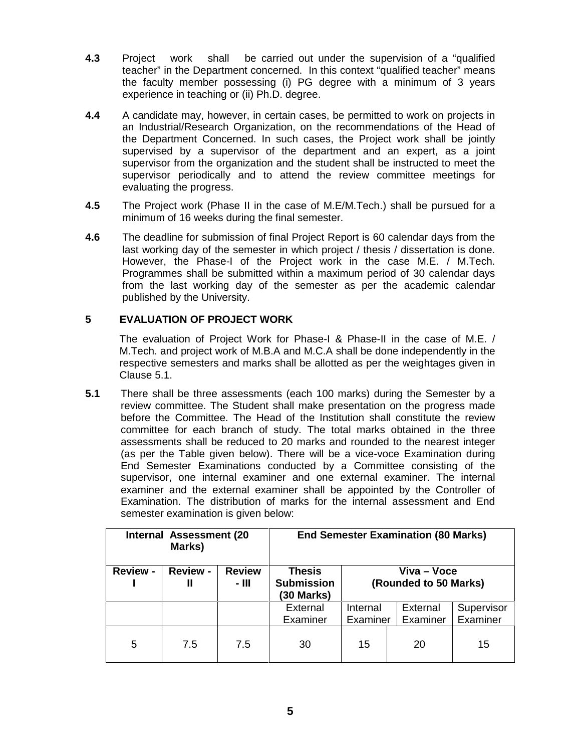**4.3** Project work shall be carried out under the supervision of a "qualified teacher" in the Department concerned. In this context "qualified teacher" means the faculty member possessing (i) PG degree with a minimum of 3 years experience in teaching or (ii) Ph.D. degree.

**4.4** A candidate may, however, in certain cases, be permitted to work on projects in an Industrial/Research Organization, on the recommendations of the Head of the Department Concerned. In such cases, the Project work shall be jointly supervised by a supervisor of the department and an expert, as a joint supervisor from the organization and the student shall be instructed to meet the supervisor periodically and to attend the review committee meetings for evaluating the progress.

**4.5** The Project work (Phase II in the case of M.E/M.Tech.) shall be pursued for a minimum of 16 weeks during the final semester.

**4.6** The deadline for submission of final Project Report is 60 calendar days from the last working day of the semester in which project / thesis / dissertation is done. However, the Phase-I of the Project work in the case M.E. / M.Tech. Programmes shall be submitted within a maximum period of 30 calendar days from the last working day of the semester as per the academic calendar published by the University.

## 5 EVALUATION OF PROJECT WORK

The evaluation of Project Work for Phase-I & Phase-II in the case of M.E. / M.Tech. and project work of M.B.A and M.C.A shall be done independently in the respective semesters and marks shall be allotted as per the weightages given in Clause 5.1.

**5.1** There shall be three assessments (each 100 marks) during the Semester by a review committee. The Student shall make presentation on the progress made before the Committee. The Head of the Institution shall constitute the review committee for each branch of study. The total marks obtained in the three assessments shall be reduced to 20 marks and rounded to the nearest integer (as per the Table given below). There will be a vice-voce Examination during End Semester Examinations conducted by a Committee consisting of the supervisor, one internal examiner and one external examiner. The internal examiner and the external examiner shall be appointed by the Controller of Examination. The distribution of marks for the internal assessment and End semester examination is given below:

| **Internal Assessment (20 Marks)** | | | **End Semester Examination (80 Marks)** | | | |
|---|---|---|---|---|---|---|
| **Review - I** | **Review - II** | **Review - III** | **Thesis Submission (30 Marks)** | **Viva – Voce (Rounded to 50 Marks)** | | |
| | | | External Examiner | Internal Examiner | External Examiner | Supervisor Examiner |
| 5 | 7.5 | 7.5 | 30 | 15 | 20 | 15 |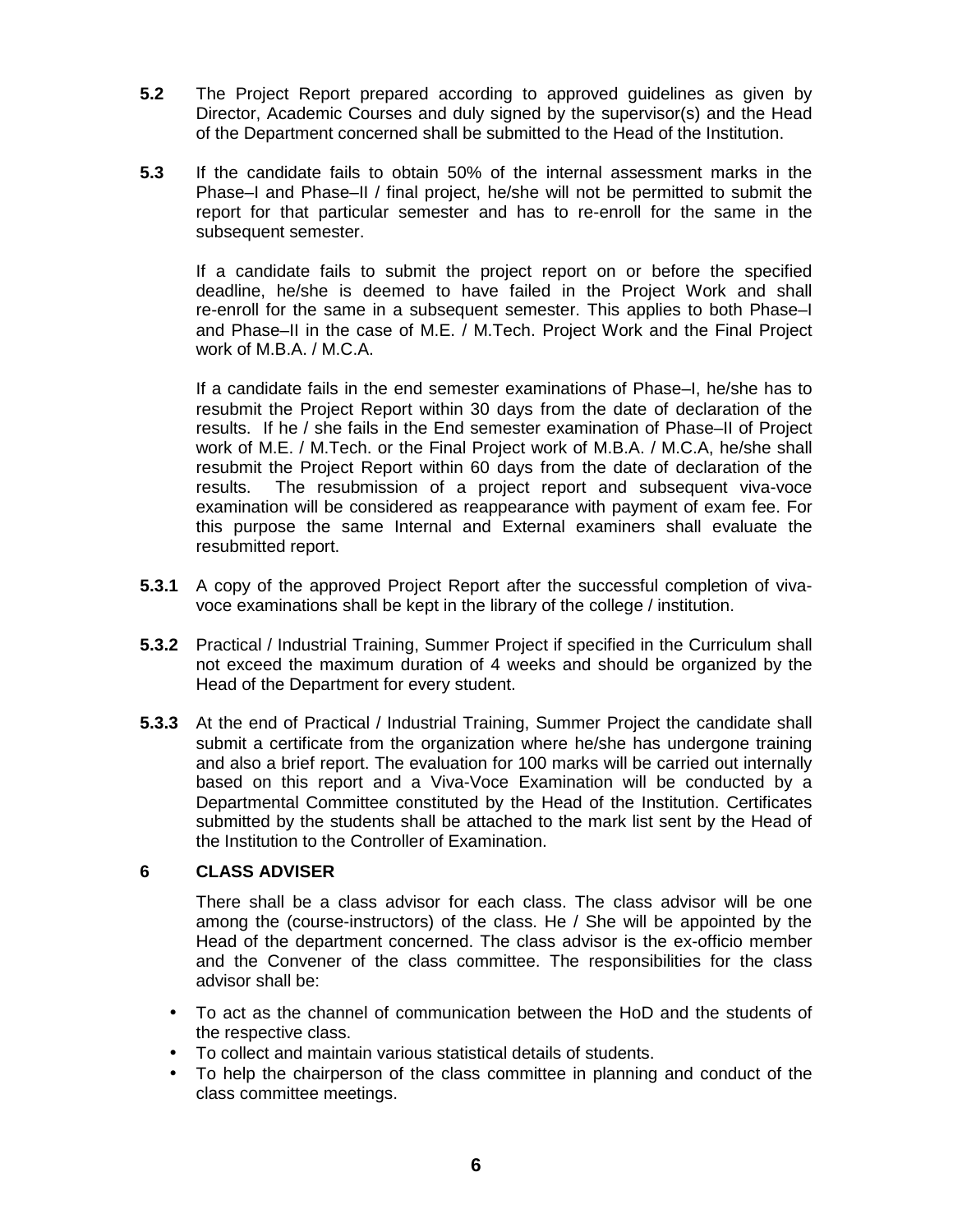**5.2** The Project Report prepared according to approved guidelines as given by Director, Academic Courses and duly signed by the supervisor(s) and the Head of the Department concerned shall be submitted to the Head of the Institution.

**5.3** If the candidate fails to obtain 50% of the internal assessment marks in the Phase–I and Phase–II / final project, he/she will not be permitted to submit the report for that particular semester and has to re-enroll for the same in the subsequent semester.

If a candidate fails to submit the project report on or before the specified deadline, he/she is deemed to have failed in the Project Work and shall re-enroll for the same in a subsequent semester. This applies to both Phase–I and Phase–II in the case of M.E. / M.Tech. Project Work and the Final Project work of M.B.A. / M.C.A.

If a candidate fails in the end semester examinations of Phase–I, he/she has to resubmit the Project Report within 30 days from the date of declaration of the results. If he / she fails in the End semester examination of Phase–II of Project work of M.E. / M.Tech. or the Final Project work of M.B.A. / M.C.A, he/she shall resubmit the Project Report within 60 days from the date of declaration of the results. The resubmission of a project report and subsequent viva-voce examination will be considered as reappearance with payment of exam fee. For this purpose the same Internal and External examiners shall evaluate the resubmitted report.

**5.3.1** A copy of the approved Project Report after the successful completion of viva-voce examinations shall be kept in the library of the college / institution.

**5.3.2** Practical / Industrial Training, Summer Project if specified in the Curriculum shall not exceed the maximum duration of 4 weeks and should be organized by the Head of the Department for every student.

**5.3.3** At the end of Practical / Industrial Training, Summer Project the candidate shall submit a certificate from the organization where he/she has undergone training and also a brief report. The evaluation for 100 marks will be carried out internally based on this report and a Viva-Voce Examination will be conducted by a Departmental Committee constituted by the Head of the Institution. Certificates submitted by the students shall be attached to the mark list sent by the Head of the Institution to the Controller of Examination.

## 6 CLASS ADVISER

There shall be a class advisor for each class. The class advisor will be one among the (course-instructors) of the class. He / She will be appointed by the Head of the department concerned. The class advisor is the ex-officio member and the Convener of the class committee. The responsibilities for the class advisor shall be:

- To act as the channel of communication between the HoD and the students of the respective class.
- To collect and maintain various statistical details of students.
- To help the chairperson of the class committee in planning and conduct of the class committee meetings.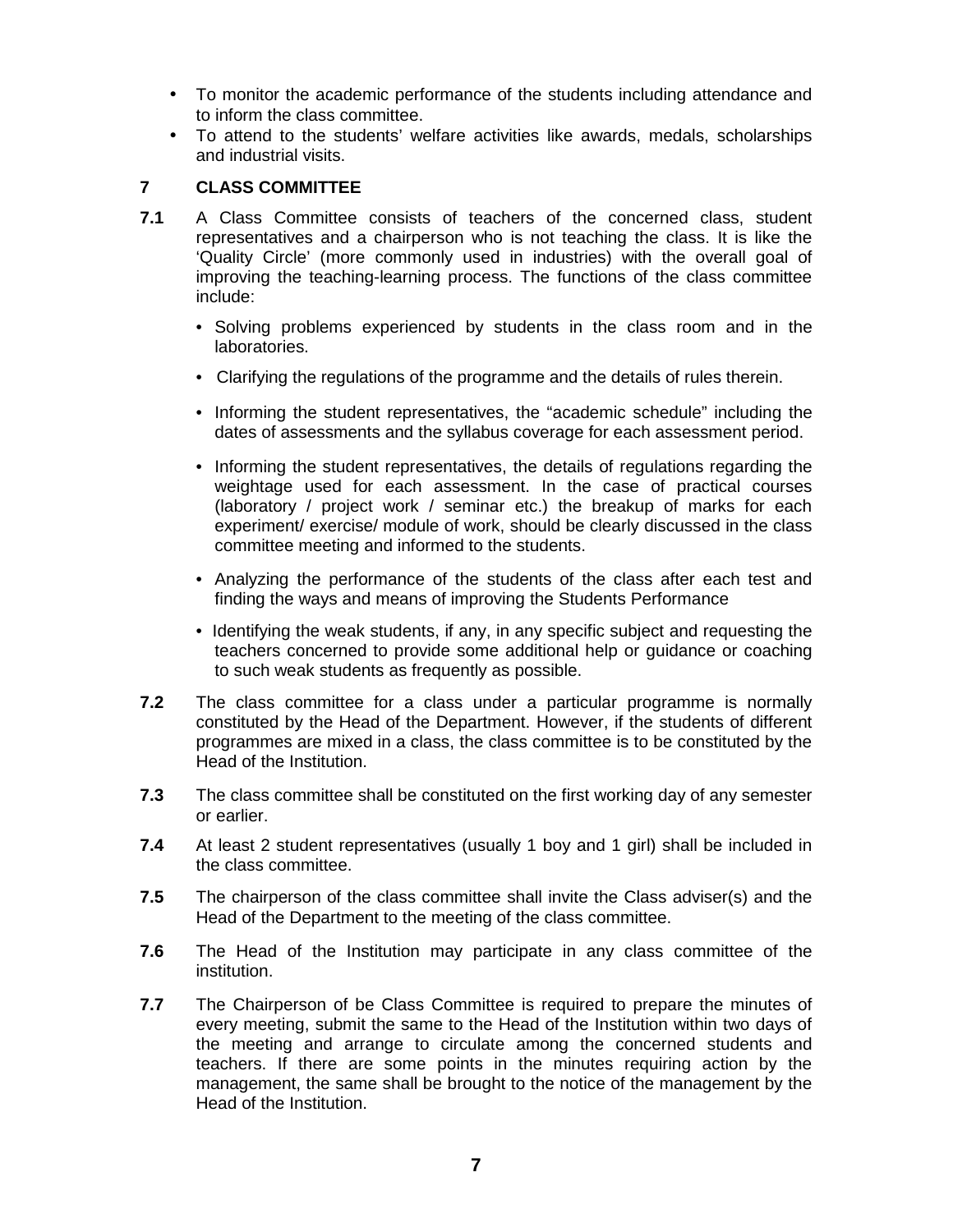- To monitor the academic performance of the students including attendance and to inform the class committee.
- To attend to the students' welfare activities like awards, medals, scholarships and industrial visits.

## 7 CLASS COMMITTEE

**7.1** A Class Committee consists of teachers of the concerned class, student representatives and a chairperson who is not teaching the class. It is like the 'Quality Circle' (more commonly used in industries) with the overall goal of improving the teaching-learning process. The functions of the class committee include:

- Solving problems experienced by students in the class room and in the laboratories.
- Clarifying the regulations of the programme and the details of rules therein.
- Informing the student representatives, the "academic schedule" including the dates of assessments and the syllabus coverage for each assessment period.
- Informing the student representatives, the details of regulations regarding the weightage used for each assessment. In the case of practical courses (laboratory / project work / seminar etc.) the breakup of marks for each experiment/ exercise/ module of work, should be clearly discussed in the class committee meeting and informed to the students.
- Analyzing the performance of the students of the class after each test and finding the ways and means of improving the Students Performance
- Identifying the weak students, if any, in any specific subject and requesting the teachers concerned to provide some additional help or guidance or coaching to such weak students as frequently as possible.

**7.2** The class committee for a class under a particular programme is normally constituted by the Head of the Department. However, if the students of different programmes are mixed in a class, the class committee is to be constituted by the Head of the Institution.

**7.3** The class committee shall be constituted on the first working day of any semester or earlier.

**7.4** At least 2 student representatives (usually 1 boy and 1 girl) shall be included in the class committee.

**7.5** The chairperson of the class committee shall invite the Class adviser(s) and the Head of the Department to the meeting of the class committee.

**7.6** The Head of the Institution may participate in any class committee of the institution.

**7.7** The Chairperson of be Class Committee is required to prepare the minutes of every meeting, submit the same to the Head of the Institution within two days of the meeting and arrange to circulate among the concerned students and teachers. If there are some points in the minutes requiring action by the management, the same shall be brought to the notice of the management by the Head of the Institution.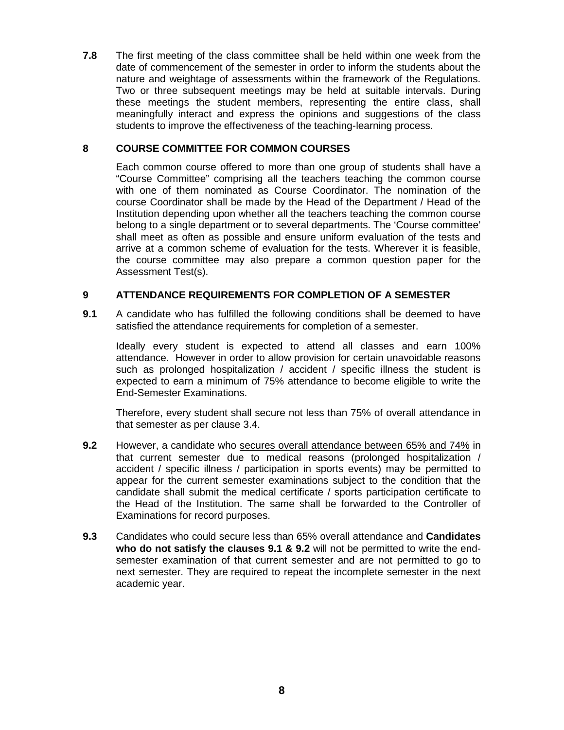**7.8** The first meeting of the class committee shall be held within one week from the date of commencement of the semester in order to inform the students about the nature and weightage of assessments within the framework of the Regulations. Two or three subsequent meetings may be held at suitable intervals. During these meetings the student members, representing the entire class, shall meaningfully interact and express the opinions and suggestions of the class students to improve the effectiveness of the teaching-learning process.

## 8 COURSE COMMITTEE FOR COMMON COURSES

Each common course offered to more than one group of students shall have a "Course Committee" comprising all the teachers teaching the common course with one of them nominated as Course Coordinator. The nomination of the course Coordinator shall be made by the Head of the Department / Head of the Institution depending upon whether all the teachers teaching the common course belong to a single department or to several departments. The 'Course committee' shall meet as often as possible and ensure uniform evaluation of the tests and arrive at a common scheme of evaluation for the tests. Wherever it is feasible, the course committee may also prepare a common question paper for the Assessment Test(s).

## 9 ATTENDANCE REQUIREMENTS FOR COMPLETION OF A SEMESTER

**9.1** A candidate who has fulfilled the following conditions shall be deemed to have satisfied the attendance requirements for completion of a semester.

Ideally every student is expected to attend all classes and earn 100% attendance. However in order to allow provision for certain unavoidable reasons such as prolonged hospitalization / accident / specific illness the student is expected to earn a minimum of 75% attendance to become eligible to write the End-Semester Examinations.

Therefore, every student shall secure not less than 75% of overall attendance in that semester as per clause 3.4.

**9.2** However, a candidate who <u>secures overall attendance between 65% and 74%</u> in that current semester due to medical reasons (prolonged hospitalization / accident / specific illness / participation in sports events) may be permitted to appear for the current semester examinations subject to the condition that the candidate shall submit the medical certificate / sports participation certificate to the Head of the Institution. The same shall be forwarded to the Controller of Examinations for record purposes.

**9.3** Candidates who could secure less than 65% overall attendance and **Candidates who do not satisfy the clauses 9.1 & 9.2** will not be permitted to write the end-semester examination of that current semester and are not permitted to go to next semester. They are required to repeat the incomplete semester in the next academic year.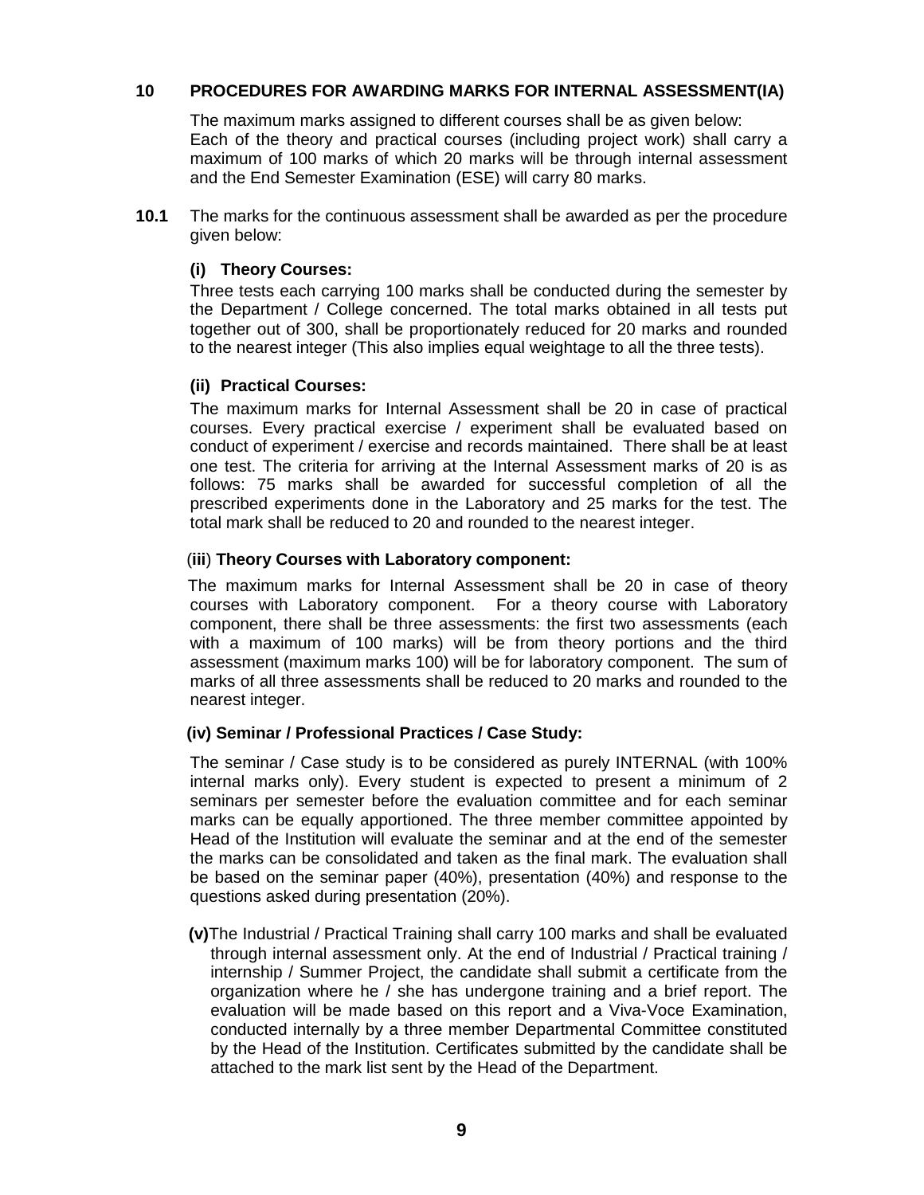## 10 PROCEDURES FOR AWARDING MARKS FOR INTERNAL ASSESSMENT(IA)

The maximum marks assigned to different courses shall be as given below:
Each of the theory and practical courses (including project work) shall carry a maximum of 100 marks of which 20 marks will be through internal assessment and the End Semester Examination (ESE) will carry 80 marks.

**10.1** The marks for the continuous assessment shall be awarded as per the procedure given below:

**(i) Theory Courses:**

Three tests each carrying 100 marks shall be conducted during the semester by the Department / College concerned. The total marks obtained in all tests put together out of 300, shall be proportionately reduced for 20 marks and rounded to the nearest integer (This also implies equal weightage to all the three tests).

**(ii) Practical Courses:**

The maximum marks for Internal Assessment shall be 20 in case of practical courses. Every practical exercise / experiment shall be evaluated based on conduct of experiment / exercise and records maintained. There shall be at least one test. The criteria for arriving at the Internal Assessment marks of 20 is as follows: 75 marks shall be awarded for successful completion of all the prescribed experiments done in the Laboratory and 25 marks for the test. The total mark shall be reduced to 20 and rounded to the nearest integer.

(**iii**) **Theory Courses with Laboratory component:**

The maximum marks for Internal Assessment shall be 20 in case of theory courses with Laboratory component. For a theory course with Laboratory component, there shall be three assessments: the first two assessments (each with a maximum of 100 marks) will be from theory portions and the third assessment (maximum marks 100) will be for laboratory component. The sum of marks of all three assessments shall be reduced to 20 marks and rounded to the nearest integer.

**(iv) Seminar / Professional Practices / Case Study:**

The seminar / Case study is to be considered as purely INTERNAL (with 100% internal marks only). Every student is expected to present a minimum of 2 seminars per semester before the evaluation committee and for each seminar marks can be equally apportioned. The three member committee appointed by Head of the Institution will evaluate the seminar and at the end of the semester the marks can be consolidated and taken as the final mark. The evaluation shall be based on the seminar paper (40%), presentation (40%) and response to the questions asked during presentation (20%).

**(v)** The Industrial / Practical Training shall carry 100 marks and shall be evaluated through internal assessment only. At the end of Industrial / Practical training / internship / Summer Project, the candidate shall submit a certificate from the organization where he / she has undergone training and a brief report. The evaluation will be made based on this report and a Viva-Voce Examination, conducted internally by a three member Departmental Committee constituted by the Head of the Institution. Certificates submitted by the candidate shall be attached to the mark list sent by the Head of the Department.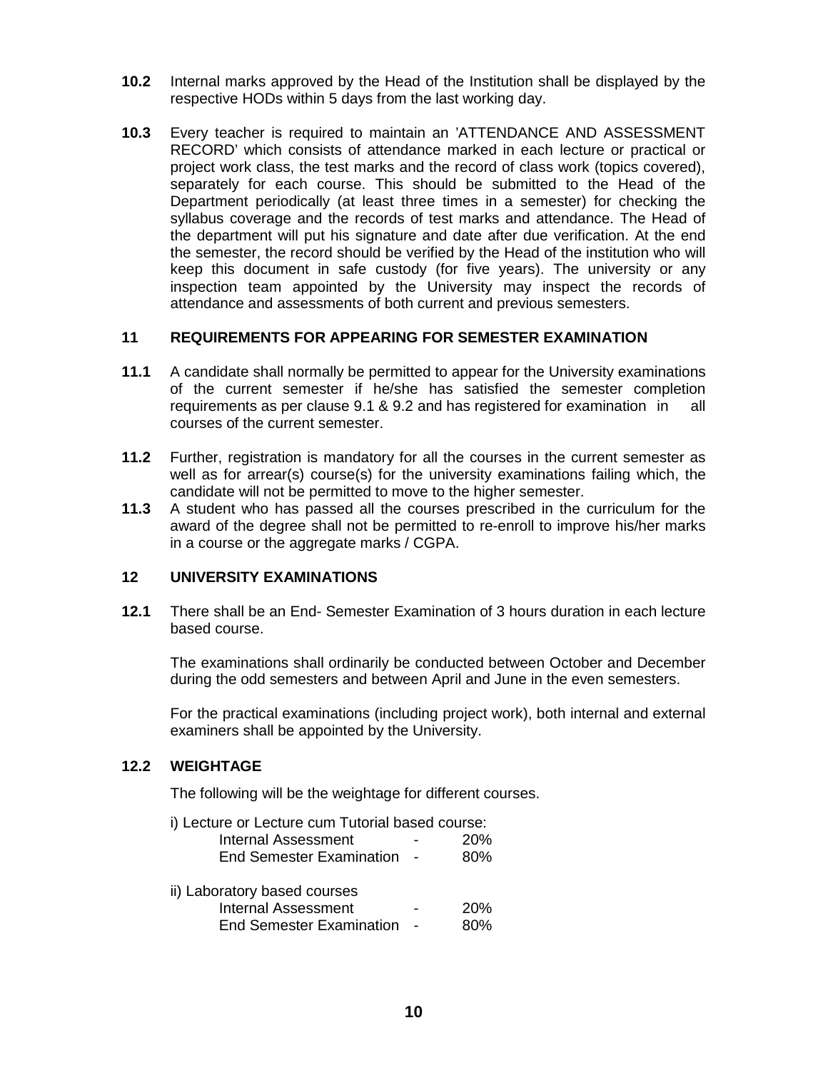**10.2** Internal marks approved by the Head of the Institution shall be displayed by the respective HODs within 5 days from the last working day.

**10.3** Every teacher is required to maintain an 'ATTENDANCE AND ASSESSMENT RECORD' which consists of attendance marked in each lecture or practical or project work class, the test marks and the record of class work (topics covered), separately for each course. This should be submitted to the Head of the Department periodically (at least three times in a semester) for checking the syllabus coverage and the records of test marks and attendance. The Head of the department will put his signature and date after due verification. At the end the semester, the record should be verified by the Head of the institution who will keep this document in safe custody (for five years). The university or any inspection team appointed by the University may inspect the records of attendance and assessments of both current and previous semesters.

## 11 REQUIREMENTS FOR APPEARING FOR SEMESTER EXAMINATION

**11.1** A candidate shall normally be permitted to appear for the University examinations of the current semester if he/she has satisfied the semester completion requirements as per clause 9.1 & 9.2 and has registered for examination in all courses of the current semester.

**11.2** Further, registration is mandatory for all the courses in the current semester as well as for arrear(s) course(s) for the university examinations failing which, the candidate will not be permitted to move to the higher semester.

**11.3** A student who has passed all the courses prescribed in the curriculum for the award of the degree shall not be permitted to re-enroll to improve his/her marks in a course or the aggregate marks / CGPA.

## 12 UNIVERSITY EXAMINATIONS

**12.1** There shall be an End- Semester Examination of 3 hours duration in each lecture based course.

The examinations shall ordinarily be conducted between October and December during the odd semesters and between April and June in the even semesters.

For the practical examinations (including project work), both internal and external examiners shall be appointed by the University.

### 12.2 WEIGHTAGE

The following will be the weightage for different courses.

i) Lecture or Lecture cum Tutorial based course:

| | | |
|---|---|---|
| Internal Assessment | - | 20% |
| End Semester Examination | - | 80% |

ii) Laboratory based courses

| | | |
|---|---|---|
| Internal Assessment | - | 20% |
| End Semester Examination | - | 80% |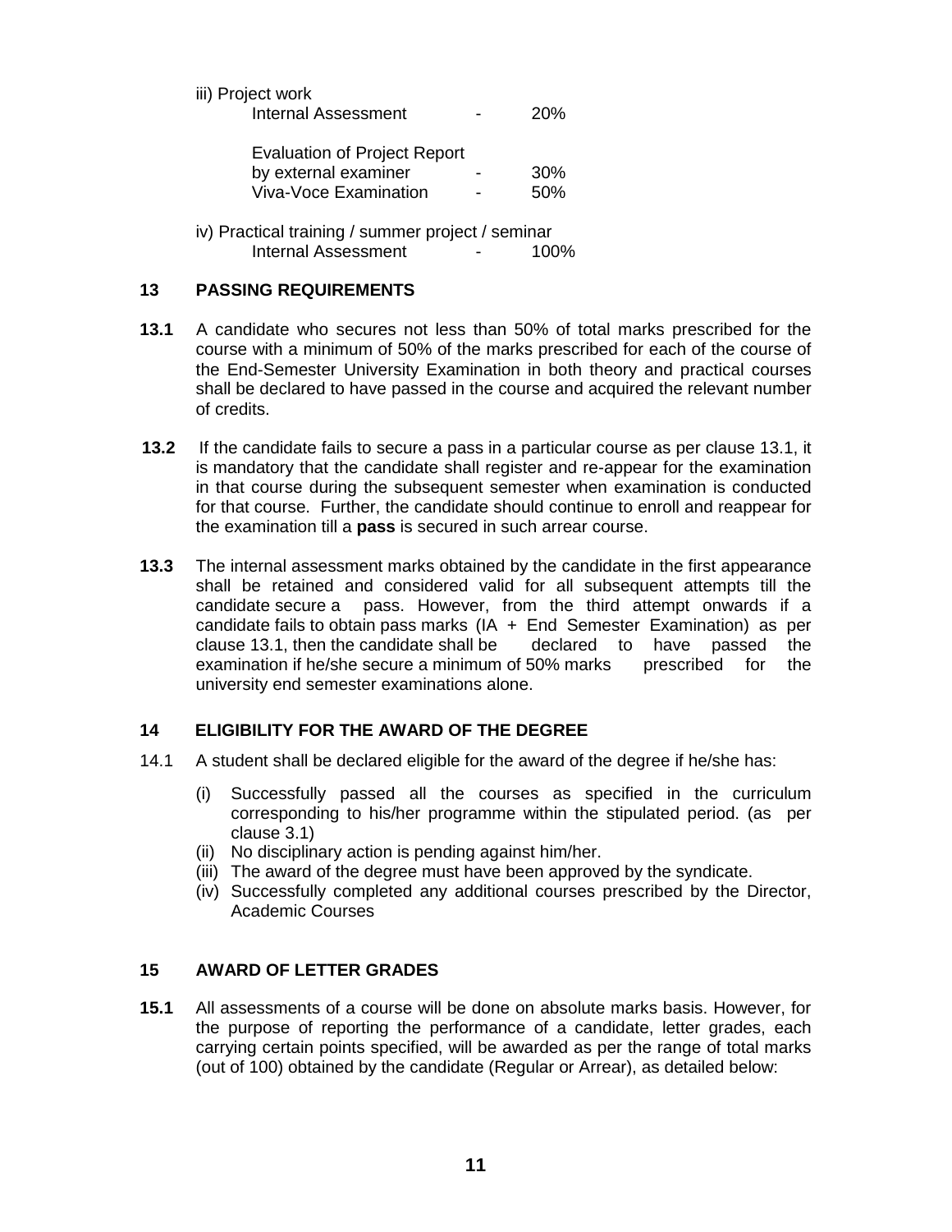iii) Project work

| | | |
|---|---|---|
| Internal Assessment | - | 20% |
| Evaluation of Project Report by external examiner | - | 30% |
| Viva-Voce Examination | - | 50% |

iv) Practical training / summer project / seminar

| | | |
|---|---|---|
| Internal Assessment | - | 100% |

## 13 PASSING REQUIREMENTS

**13.1** A candidate who secures not less than 50% of total marks prescribed for the course with a minimum of 50% of the marks prescribed for each of the course of the End-Semester University Examination in both theory and practical courses shall be declared to have passed in the course and acquired the relevant number of credits.

**13.2** If the candidate fails to secure a pass in a particular course as per clause 13.1, it is mandatory that the candidate shall register and re-appear for the examination in that course during the subsequent semester when examination is conducted for that course. Further, the candidate should continue to enroll and reappear for the examination till a **pass** is secured in such arrear course.

**13.3** The internal assessment marks obtained by the candidate in the first appearance shall be retained and considered valid for all subsequent attempts till the candidate secure a pass. However, from the third attempt onwards if a candidate fails to obtain pass marks (IA + End Semester Examination) as per clause 13.1, then the candidate shall be declared to have passed the examination if he/she secure a minimum of 50% marks prescribed for the university end semester examinations alone.

## 14 ELIGIBILITY FOR THE AWARD OF THE DEGREE

14.1 A student shall be declared eligible for the award of the degree if he/she has:

(i) Successfully passed all the courses as specified in the curriculum corresponding to his/her programme within the stipulated period. (as per clause 3.1)
(ii) No disciplinary action is pending against him/her.
(iii) The award of the degree must have been approved by the syndicate.
(iv) Successfully completed any additional courses prescribed by the Director, Academic Courses

## 15 AWARD OF LETTER GRADES

**15.1** All assessments of a course will be done on absolute marks basis. However, for the purpose of reporting the performance of a candidate, letter grades, each carrying certain points specified, will be awarded as per the range of total marks (out of 100) obtained by the candidate (Regular or Arrear), as detailed below: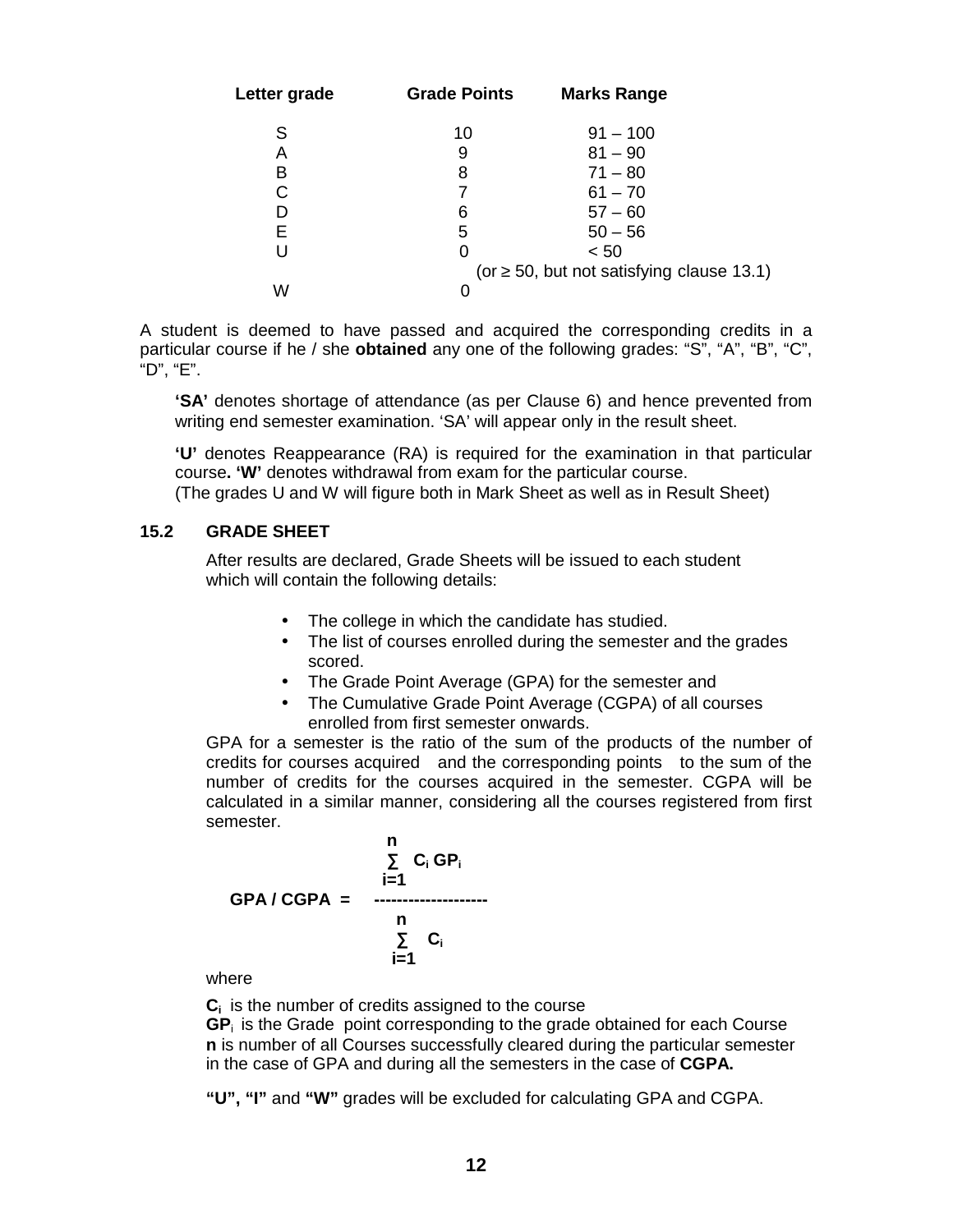| Letter grade | Grade Points | Marks Range |
|---|---|---|
| S | 10 | 91 – 100 |
| A | 9 | 81 – 90 |
| B | 8 | 71 – 80 |
| C | 7 | 61 – 70 |
| D | 6 | 57 – 60 |
| E | 5 | 50 – 56 |
| U | 0 | < 50 (or ≥ 50, but not satisfying clause 13.1) |
| W | 0 | |

A student is deemed to have passed and acquired the corresponding credits in a particular course if he / she **obtained** any one of the following grades: “S”, “A”, “B”, “C”, “D”, “E”.

**‘SA’** denotes shortage of attendance (as per Clause 6) and hence prevented from writing end semester examination. ‘SA’ will appear only in the result sheet.

**‘U’** denotes Reappearance (RA) is required for the examination in that particular course**. ‘W’** denotes withdrawal from exam for the particular course.
(The grades U and W will figure both in Mark Sheet as well as in Result Sheet)

### 15.2 GRADE SHEET

After results are declared, Grade Sheets will be issued to each student which will contain the following details:

- The college in which the candidate has studied.
- The list of courses enrolled during the semester and the grades scored.
- The Grade Point Average (GPA) for the semester and
- The Cumulative Grade Point Average (CGPA) of all courses enrolled from first semester onwards.

GPA for a semester is the ratio of the sum of the products of the number of credits for courses acquired and the corresponding points to the sum of the number of credits for the courses acquired in the semester. CGPA will be calculated in a similar manner, considering all the courses registered from first semester.

$$\textbf{GPA / CGPA} = \frac{\sum_{i=1}^{n} C_i \, GP_i}{\sum_{i=1}^{n} C_i}$$

where

$C_i$ is the number of credits assigned to the course
$GP_i$ is the Grade point corresponding to the grade obtained for each Course
**n** is number of all Courses successfully cleared during the particular semester in the case of GPA and during all the semesters in the case of **CGPA.**

**“U”, “I”** and **“W”** grades will be excluded for calculating GPA and CGPA.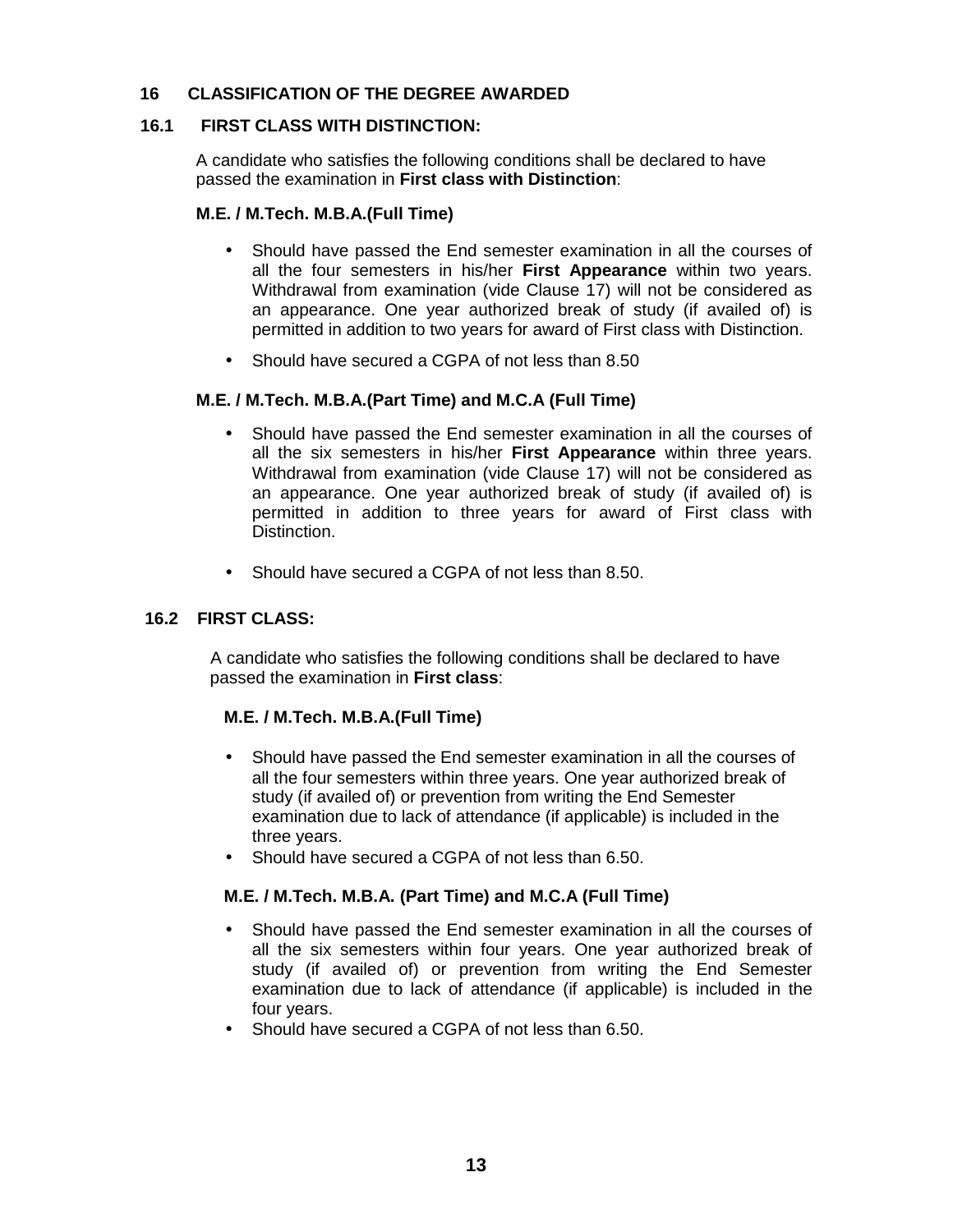## 16 CLASSIFICATION OF THE DEGREE AWARDED

### 16.1 FIRST CLASS WITH DISTINCTION:

A candidate who satisfies the following conditions shall be declared to have passed the examination in **First class with Distinction**:

**M.E. / M.Tech. M.B.A.(Full Time)**

- Should have passed the End semester examination in all the courses of all the four semesters in his/her **First Appearance** within two years. Withdrawal from examination (vide Clause 17) will not be considered as an appearance. One year authorized break of study (if availed of) is permitted in addition to two years for award of First class with Distinction.
- Should have secured a CGPA of not less than 8.50

**M.E. / M.Tech. M.B.A.(Part Time) and M.C.A (Full Time)**

- Should have passed the End semester examination in all the courses of all the six semesters in his/her **First Appearance** within three years. Withdrawal from examination (vide Clause 17) will not be considered as an appearance. One year authorized break of study (if availed of) is permitted in addition to three years for award of First class with Distinction.
- Should have secured a CGPA of not less than 8.50.

### 16.2 FIRST CLASS:

A candidate who satisfies the following conditions shall be declared to have passed the examination in **First class**:

**M.E. / M.Tech. M.B.A.(Full Time)**

- Should have passed the End semester examination in all the courses of all the four semesters within three years. One year authorized break of study (if availed of) or prevention from writing the End Semester examination due to lack of attendance (if applicable) is included in the three years.
- Should have secured a CGPA of not less than 6.50.

**M.E. / M.Tech. M.B.A. (Part Time) and M.C.A (Full Time)**

- Should have passed the End semester examination in all the courses of all the six semesters within four years. One year authorized break of study (if availed of) or prevention from writing the End Semester examination due to lack of attendance (if applicable) is included in the four years.
- Should have secured a CGPA of not less than 6.50.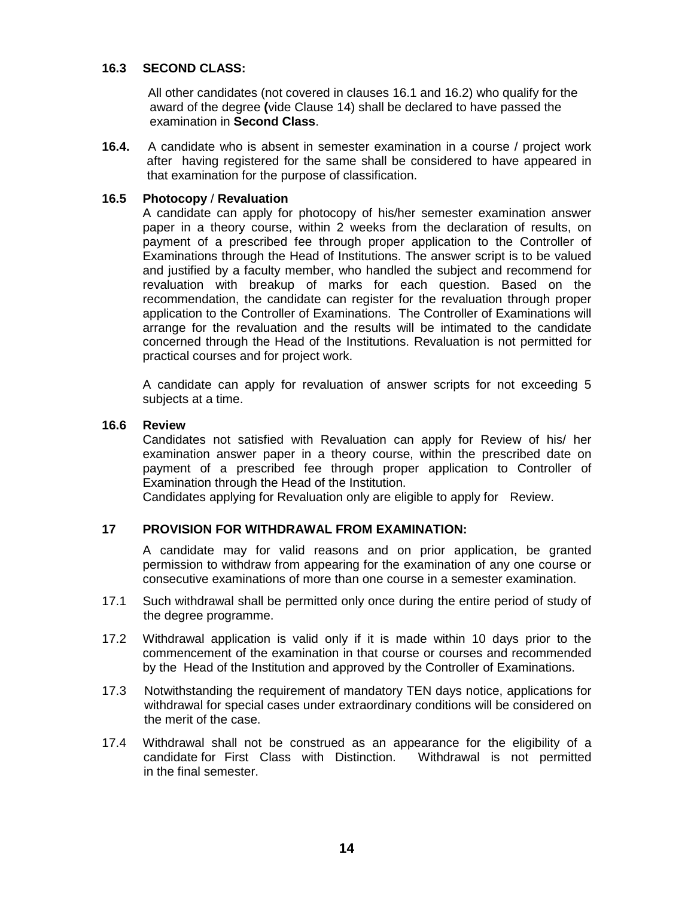### 16.3 SECOND CLASS:

All other candidates (not covered in clauses 16.1 and 16.2) who qualify for the award of the degree **(**vide Clause 14) shall be declared to have passed the examination in **Second Class**.

**16.4.** A candidate who is absent in semester examination in a course / project work after having registered for the same shall be considered to have appeared in that examination for the purpose of classification.

### 16.5 Photocopy / Revaluation

A candidate can apply for photocopy of his/her semester examination answer paper in a theory course, within 2 weeks from the declaration of results, on payment of a prescribed fee through proper application to the Controller of Examinations through the Head of Institutions. The answer script is to be valued and justified by a faculty member, who handled the subject and recommend for revaluation with breakup of marks for each question. Based on the recommendation, the candidate can register for the revaluation through proper application to the Controller of Examinations. The Controller of Examinations will arrange for the revaluation and the results will be intimated to the candidate concerned through the Head of the Institutions. Revaluation is not permitted for practical courses and for project work.

A candidate can apply for revaluation of answer scripts for not exceeding 5 subjects at a time.

### 16.6 Review

Candidates not satisfied with Revaluation can apply for Review of his/ her examination answer paper in a theory course, within the prescribed date on payment of a prescribed fee through proper application to Controller of Examination through the Head of the Institution.
Candidates applying for Revaluation only are eligible to apply for Review.

## 17 PROVISION FOR WITHDRAWAL FROM EXAMINATION:

A candidate may for valid reasons and on prior application, be granted permission to withdraw from appearing for the examination of any one course or consecutive examinations of more than one course in a semester examination.

17.1 Such withdrawal shall be permitted only once during the entire period of study of the degree programme.

17.2 Withdrawal application is valid only if it is made within 10 days prior to the commencement of the examination in that course or courses and recommended by the Head of the Institution and approved by the Controller of Examinations.

17.3 Notwithstanding the requirement of mandatory TEN days notice, applications for withdrawal for special cases under extraordinary conditions will be considered on the merit of the case.

17.4 Withdrawal shall not be construed as an appearance for the eligibility of a candidate for First Class with Distinction. Withdrawal is not permitted in the final semester.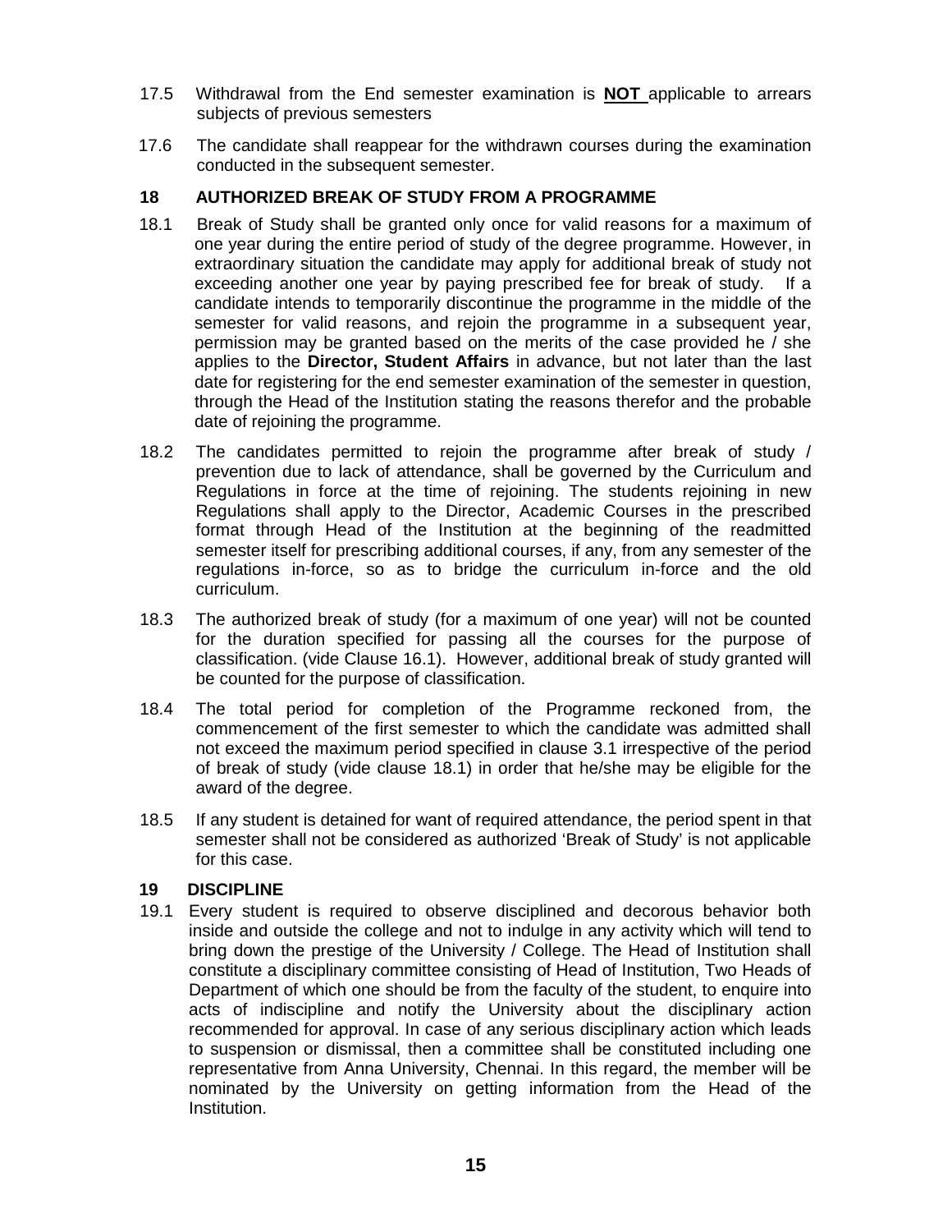17.5 Withdrawal from the End semester examination is **NOT** applicable to arrears subjects of previous semesters

17.6 The candidate shall reappear for the withdrawn courses during the examination conducted in the subsequent semester.

## 18 AUTHORIZED BREAK OF STUDY FROM A PROGRAMME

18.1 Break of Study shall be granted only once for valid reasons for a maximum of one year during the entire period of study of the degree programme. However, in extraordinary situation the candidate may apply for additional break of study not exceeding another one year by paying prescribed fee for break of study. If a candidate intends to temporarily discontinue the programme in the middle of the semester for valid reasons, and rejoin the programme in a subsequent year, permission may be granted based on the merits of the case provided he / she applies to the **Director, Student Affairs** in advance, but not later than the last date for registering for the end semester examination of the semester in question, through the Head of the Institution stating the reasons therefor and the probable date of rejoining the programme.

18.2 The candidates permitted to rejoin the programme after break of study / prevention due to lack of attendance, shall be governed by the Curriculum and Regulations in force at the time of rejoining. The students rejoining in new Regulations shall apply to the Director, Academic Courses in the prescribed format through Head of the Institution at the beginning of the readmitted semester itself for prescribing additional courses, if any, from any semester of the regulations in-force, so as to bridge the curriculum in-force and the old curriculum.

18.3 The authorized break of study (for a maximum of one year) will not be counted for the duration specified for passing all the courses for the purpose of classification. (vide Clause 16.1). However, additional break of study granted will be counted for the purpose of classification.

18.4 The total period for completion of the Programme reckoned from, the commencement of the first semester to which the candidate was admitted shall not exceed the maximum period specified in clause 3.1 irrespective of the period of break of study (vide clause 18.1) in order that he/she may be eligible for the award of the degree.

18.5 If any student is detained for want of required attendance, the period spent in that semester shall not be considered as authorized 'Break of Study' is not applicable for this case.

## 19 DISCIPLINE

19.1 Every student is required to observe disciplined and decorous behavior both inside and outside the college and not to indulge in any activity which will tend to bring down the prestige of the University / College. The Head of Institution shall constitute a disciplinary committee consisting of Head of Institution, Two Heads of Department of which one should be from the faculty of the student, to enquire into acts of indiscipline and notify the University about the disciplinary action recommended for approval. In case of any serious disciplinary action which leads to suspension or dismissal, then a committee shall be constituted including one representative from Anna University, Chennai. In this regard, the member will be nominated by the University on getting information from the Head of the Institution.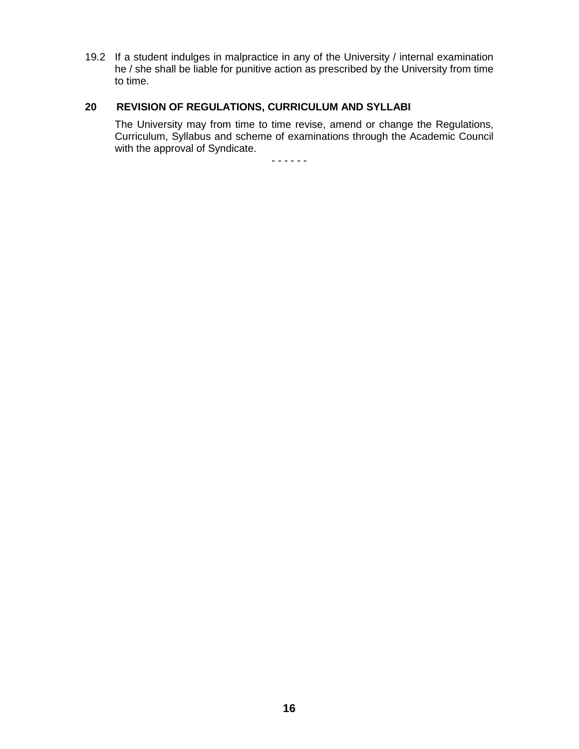19.2 If a student indulges in malpractice in any of the University / internal examination he / she shall be liable for punitive action as prescribed by the University from time to time.

## 20 REVISION OF REGULATIONS, CURRICULUM AND SYLLABI

The University may from time to time revise, amend or change the Regulations, Curriculum, Syllabus and scheme of examinations through the Academic Council with the approval of Syndicate.

\- - - - - -